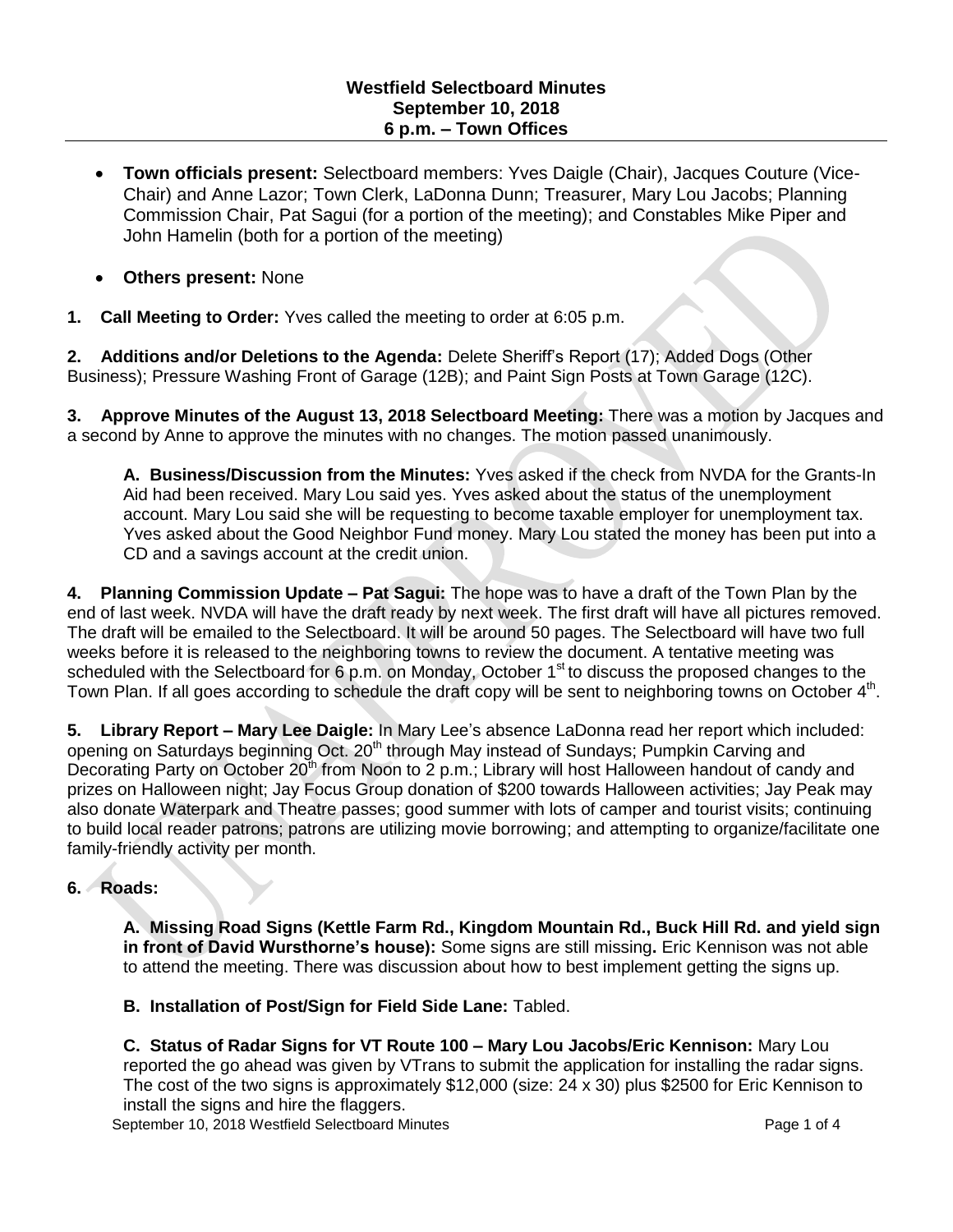**Westfield Selectboard Minutes**
**September 10, 2018**
**6 p.m. – Town Offices**

- **Town officials present:** Selectboard members: Yves Daigle (Chair), Jacques Couture (Vice-Chair) and Anne Lazor; Town Clerk, LaDonna Dunn; Treasurer, Mary Lou Jacobs; Planning Commission Chair, Pat Sagui (for a portion of the meeting); and Constables Mike Piper and John Hamelin (both for a portion of the meeting)
- **Others present:** None

**1. Call Meeting to Order:** Yves called the meeting to order at 6:05 p.m.

**2. Additions and/or Deletions to the Agenda:** Delete Sheriff's Report (17); Added Dogs (Other Business); Pressure Washing Front of Garage (12B); and Paint Sign Posts at Town Garage (12C).

**3. Approve Minutes of the August 13, 2018 Selectboard Meeting:** There was a motion by Jacques and a second by Anne to approve the minutes with no changes. The motion passed unanimously.

**A. Business/Discussion from the Minutes:** Yves asked if the check from NVDA for the Grants-In Aid had been received. Mary Lou said yes. Yves asked about the status of the unemployment account. Mary Lou said she will be requesting to become taxable employer for unemployment tax. Yves asked about the Good Neighbor Fund money. Mary Lou stated the money has been put into a CD and a savings account at the credit union.

**4. Planning Commission Update – Pat Sagui:** The hope was to have a draft of the Town Plan by the end of last week. NVDA will have the draft ready by next week. The first draft will have all pictures removed. The draft will be emailed to the Selectboard. It will be around 50 pages. The Selectboard will have two full weeks before it is released to the neighboring towns to review the document. A tentative meeting was scheduled with the Selectboard for 6 p.m. on Monday, October 1st to discuss the proposed changes to the Town Plan. If all goes according to schedule the draft copy will be sent to neighboring towns on October 4th.

**5. Library Report – Mary Lee Daigle:** In Mary Lee's absence LaDonna read her report which included: opening on Saturdays beginning Oct. 20th through May instead of Sundays; Pumpkin Carving and Decorating Party on October 20th from Noon to 2 p.m.; Library will host Halloween handout of candy and prizes on Halloween night; Jay Focus Group donation of $200 towards Halloween activities; Jay Peak may also donate Waterpark and Theatre passes; good summer with lots of camper and tourist visits; continuing to build local reader patrons; patrons are utilizing movie borrowing; and attempting to organize/facilitate one family-friendly activity per month.

**6. Roads:**

**A. Missing Road Signs (Kettle Farm Rd., Kingdom Mountain Rd., Buck Hill Rd. and yield sign in front of David Wursthorne's house):** Some signs are still missing**.** Eric Kennison was not able to attend the meeting. There was discussion about how to best implement getting the signs up.

**B. Installation of Post/Sign for Field Side Lane:** Tabled.

**C. Status of Radar Signs for VT Route 100 – Mary Lou Jacobs/Eric Kennison:** Mary Lou reported the go ahead was given by VTrans to submit the application for installing the radar signs. The cost of the two signs is approximately $12,000 (size: 24 x 30) plus $2500 for Eric Kennison to install the signs and hire the flaggers.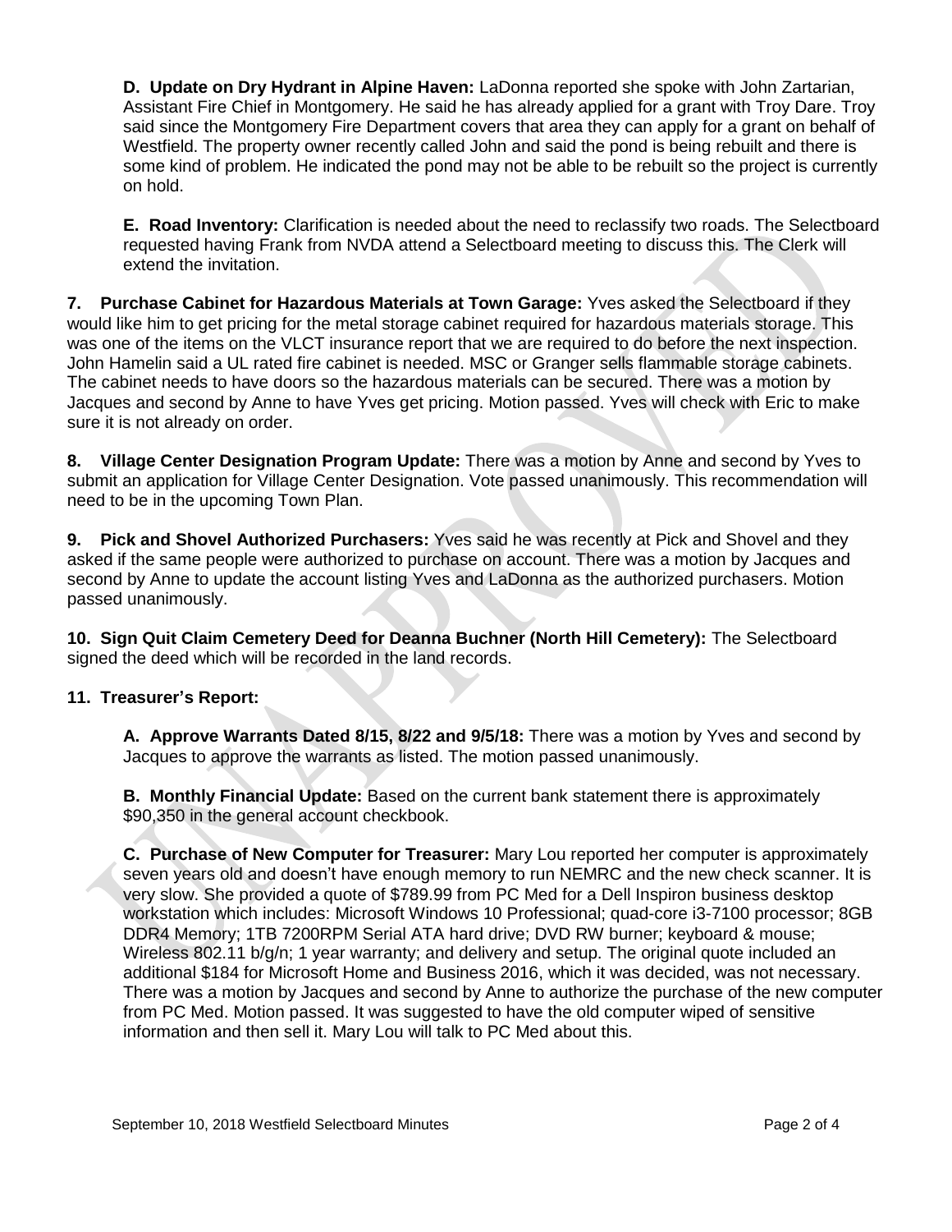**D. Update on Dry Hydrant in Alpine Haven:** LaDonna reported she spoke with John Zartarian, Assistant Fire Chief in Montgomery. He said he has already applied for a grant with Troy Dare. Troy said since the Montgomery Fire Department covers that area they can apply for a grant on behalf of Westfield. The property owner recently called John and said the pond is being rebuilt and there is some kind of problem. He indicated the pond may not be able to be rebuilt so the project is currently on hold.

**E. Road Inventory:** Clarification is needed about the need to reclassify two roads. The Selectboard requested having Frank from NVDA attend a Selectboard meeting to discuss this. The Clerk will extend the invitation.

**7. Purchase Cabinet for Hazardous Materials at Town Garage:** Yves asked the Selectboard if they would like him to get pricing for the metal storage cabinet required for hazardous materials storage. This was one of the items on the VLCT insurance report that we are required to do before the next inspection. John Hamelin said a UL rated fire cabinet is needed. MSC or Granger sells flammable storage cabinets. The cabinet needs to have doors so the hazardous materials can be secured. There was a motion by Jacques and second by Anne to have Yves get pricing. Motion passed. Yves will check with Eric to make sure it is not already on order.

**8. Village Center Designation Program Update:** There was a motion by Anne and second by Yves to submit an application for Village Center Designation. Vote passed unanimously. This recommendation will need to be in the upcoming Town Plan.

**9. Pick and Shovel Authorized Purchasers:** Yves said he was recently at Pick and Shovel and they asked if the same people were authorized to purchase on account. There was a motion by Jacques and second by Anne to update the account listing Yves and LaDonna as the authorized purchasers. Motion passed unanimously.

**10. Sign Quit Claim Cemetery Deed for Deanna Buchner (North Hill Cemetery):** The Selectboard signed the deed which will be recorded in the land records.

**11. Treasurer's Report:**

**A. Approve Warrants Dated 8/15, 8/22 and 9/5/18:** There was a motion by Yves and second by Jacques to approve the warrants as listed. The motion passed unanimously.

**B. Monthly Financial Update:** Based on the current bank statement there is approximately $90,350 in the general account checkbook.

**C. Purchase of New Computer for Treasurer:** Mary Lou reported her computer is approximately seven years old and doesn't have enough memory to run NEMRC and the new check scanner. It is very slow. She provided a quote of $789.99 from PC Med for a Dell Inspiron business desktop workstation which includes: Microsoft Windows 10 Professional; quad-core i3-7100 processor; 8GB DDR4 Memory; 1TB 7200RPM Serial ATA hard drive; DVD RW burner; keyboard & mouse; Wireless 802.11 b/g/n; 1 year warranty; and delivery and setup. The original quote included an additional $184 for Microsoft Home and Business 2016, which it was decided, was not necessary. There was a motion by Jacques and second by Anne to authorize the purchase of the new computer from PC Med. Motion passed. It was suggested to have the old computer wiped of sensitive information and then sell it. Mary Lou will talk to PC Med about this.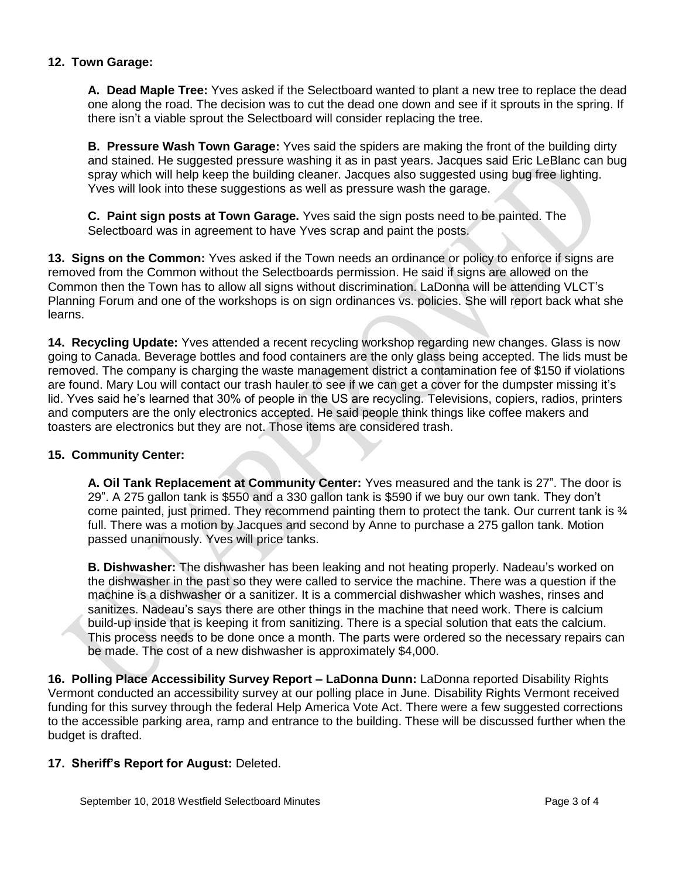**12. Town Garage:**

**A. Dead Maple Tree:** Yves asked if the Selectboard wanted to plant a new tree to replace the dead one along the road. The decision was to cut the dead one down and see if it sprouts in the spring. If there isn't a viable sprout the Selectboard will consider replacing the tree.

**B. Pressure Wash Town Garage:** Yves said the spiders are making the front of the building dirty and stained. He suggested pressure washing it as in past years. Jacques said Eric LeBlanc can bug spray which will help keep the building cleaner. Jacques also suggested using bug free lighting. Yves will look into these suggestions as well as pressure wash the garage.

**C. Paint sign posts at Town Garage.** Yves said the sign posts need to be painted. The Selectboard was in agreement to have Yves scrap and paint the posts.

**13. Signs on the Common:** Yves asked if the Town needs an ordinance or policy to enforce if signs are removed from the Common without the Selectboards permission. He said if signs are allowed on the Common then the Town has to allow all signs without discrimination. LaDonna will be attending VLCT's Planning Forum and one of the workshops is on sign ordinances vs. policies. She will report back what she learns.

**14. Recycling Update:** Yves attended a recent recycling workshop regarding new changes. Glass is now going to Canada. Beverage bottles and food containers are the only glass being accepted. The lids must be removed. The company is charging the waste management district a contamination fee of $150 if violations are found. Mary Lou will contact our trash hauler to see if we can get a cover for the dumpster missing it's lid. Yves said he's learned that 30% of people in the US are recycling. Televisions, copiers, radios, printers and computers are the only electronics accepted. He said people think things like coffee makers and toasters are electronics but they are not. Those items are considered trash.

**15. Community Center:**

**A. Oil Tank Replacement at Community Center:** Yves measured and the tank is 27". The door is 29". A 275 gallon tank is $550 and a 330 gallon tank is $590 if we buy our own tank. They don't come painted, just primed. They recommend painting them to protect the tank. Our current tank is ¾ full. There was a motion by Jacques and second by Anne to purchase a 275 gallon tank. Motion passed unanimously. Yves will price tanks.

**B. Dishwasher:** The dishwasher has been leaking and not heating properly. Nadeau's worked on the dishwasher in the past so they were called to service the machine. There was a question if the machine is a dishwasher or a sanitizer. It is a commercial dishwasher which washes, rinses and sanitizes. Nadeau's says there are other things in the machine that need work. There is calcium build-up inside that is keeping it from sanitizing. There is a special solution that eats the calcium. This process needs to be done once a month. The parts were ordered so the necessary repairs can be made. The cost of a new dishwasher is approximately $4,000.

**16. Polling Place Accessibility Survey Report – LaDonna Dunn:** LaDonna reported Disability Rights Vermont conducted an accessibility survey at our polling place in June. Disability Rights Vermont received funding for this survey through the federal Help America Vote Act. There were a few suggested corrections to the accessible parking area, ramp and entrance to the building. These will be discussed further when the budget is drafted.

**17. Sheriff's Report for August:** Deleted.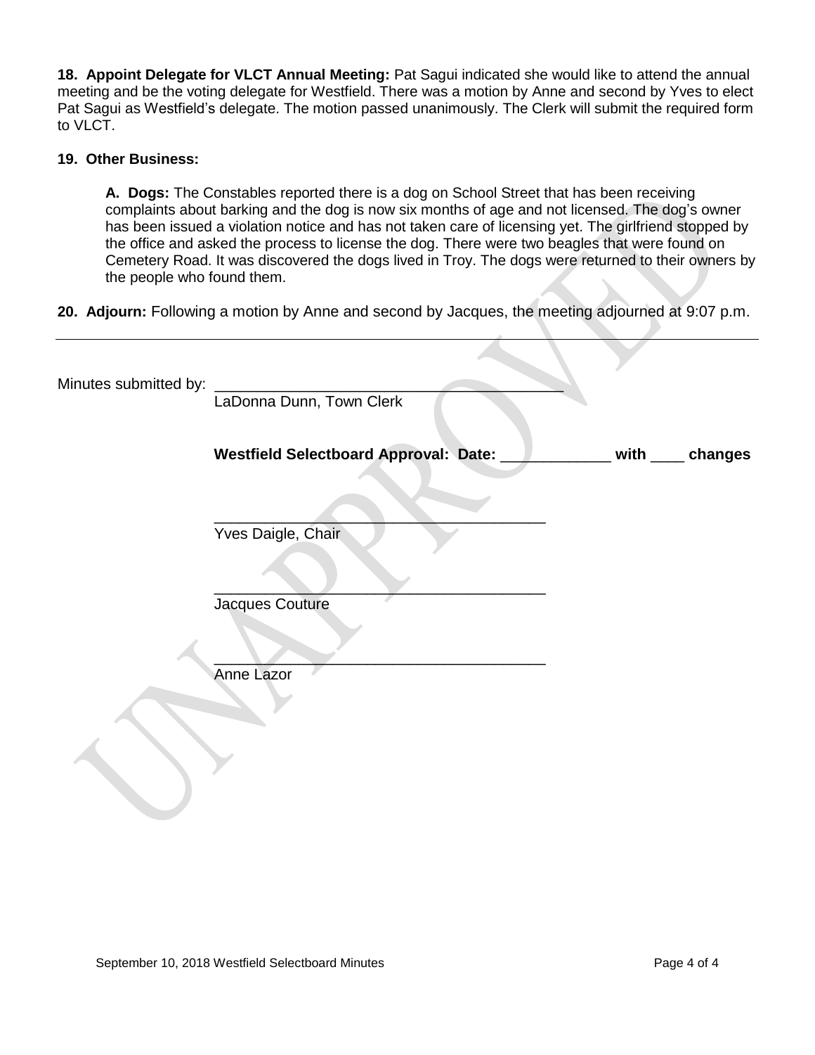**18. Appoint Delegate for VLCT Annual Meeting:** Pat Sagui indicated she would like to attend the annual meeting and be the voting delegate for Westfield. There was a motion by Anne and second by Yves to elect Pat Sagui as Westfield's delegate. The motion passed unanimously. The Clerk will submit the required form to VLCT.

**19. Other Business:**

**A. Dogs:** The Constables reported there is a dog on School Street that has been receiving complaints about barking and the dog is now six months of age and not licensed. The dog's owner has been issued a violation notice and has not taken care of licensing yet. The girlfriend stopped by the office and asked the process to license the dog. There were two beagles that were found on Cemetery Road. It was discovered the dogs lived in Troy. The dogs were returned to their owners by the people who found them.

**20. Adjourn:** Following a motion by Anne and second by Jacques, the meeting adjourned at 9:07 p.m.

---

Minutes submitted by: ________________________________________
LaDonna Dunn, Town Clerk

**Westfield Selectboard Approval: Date:** _____________ **with** ____ **changes**

________________________________________
Yves Daigle, Chair

________________________________________
Jacques Couture

________________________________________
Anne Lazor

UNAPPROVED